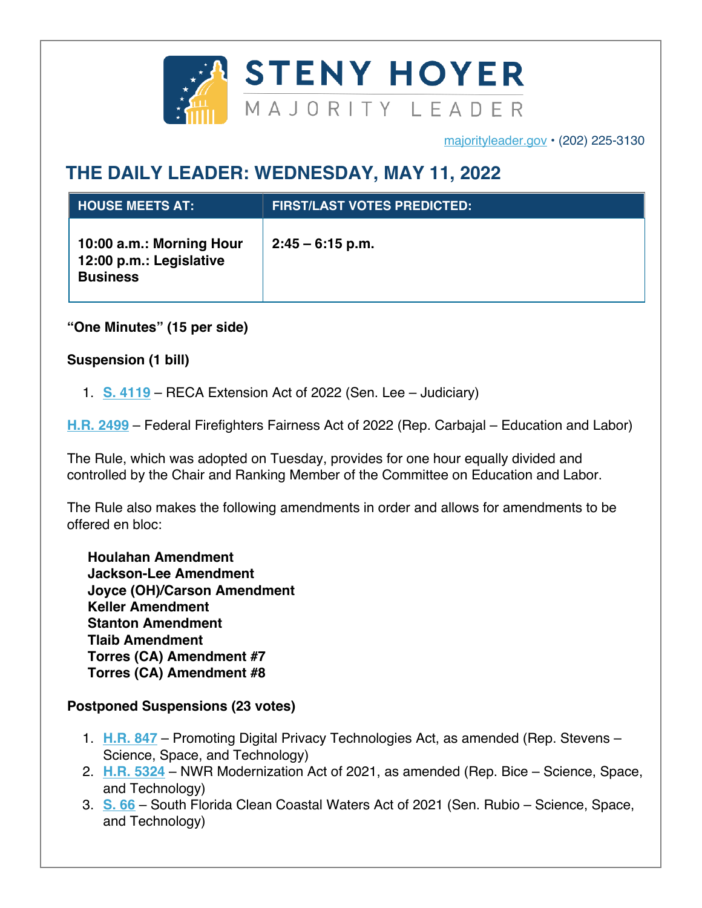STENY HOYER
MAJORITY LEADER

majorityleader.gov • (202) 225-3130

# THE DAILY LEADER: WEDNESDAY, MAY 11, 2022

| HOUSE MEETS AT: | FIRST/LAST VOTES PREDICTED: |
|---|---|
| **10:00 a.m.: Morning Hour**<br>**12:00 p.m.: Legislative Business** | **2:45 – 6:15 p.m.** |

**"One Minutes" (15 per side)**

**Suspension (1 bill)**

1. **S. 4119** – RECA Extension Act of 2022 (Sen. Lee – Judiciary)

**H.R. 2499** – Federal Firefighters Fairness Act of 2022 (Rep. Carbajal – Education and Labor)

The Rule, which was adopted on Tuesday, provides for one hour equally divided and controlled by the Chair and Ranking Member of the Committee on Education and Labor.

The Rule also makes the following amendments in order and allows for amendments to be offered en bloc:

**Houlahan Amendment**
**Jackson-Lee Amendment**
**Joyce (OH)/Carson Amendment**
**Keller Amendment**
**Stanton Amendment**
**Tlaib Amendment**
**Torres (CA) Amendment #7**
**Torres (CA) Amendment #8**

**Postponed Suspensions (23 votes)**

1. **H.R. 847** – Promoting Digital Privacy Technologies Act, as amended (Rep. Stevens – Science, Space, and Technology)
2. **H.R. 5324** – NWR Modernization Act of 2021, as amended (Rep. Bice – Science, Space, and Technology)
3. **S. 66** – South Florida Clean Coastal Waters Act of 2021 (Sen. Rubio – Science, Space, and Technology)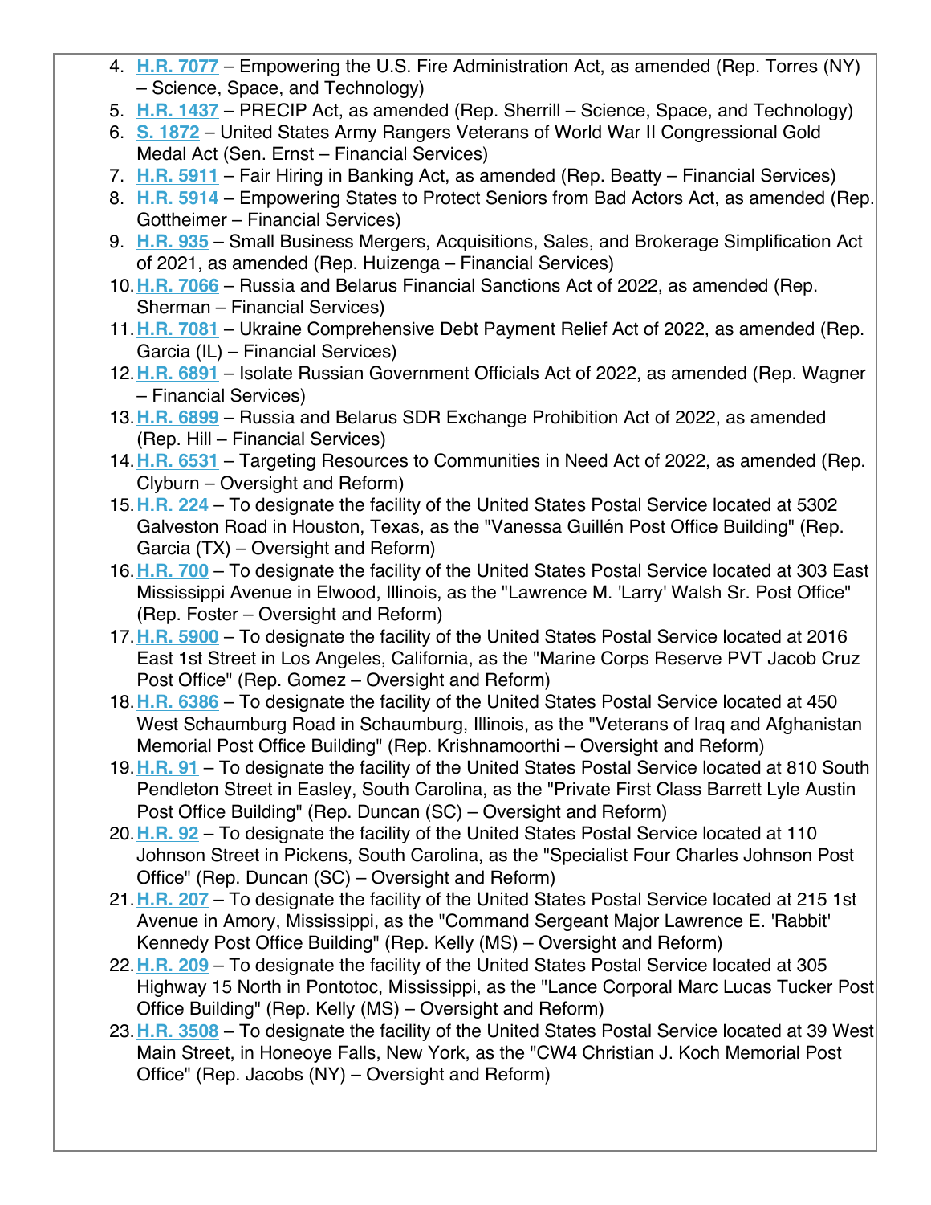4. **H.R. 7077** – Empowering the U.S. Fire Administration Act, as amended (Rep. Torres (NY) – Science, Space, and Technology)
5. **H.R. 1437** – PRECIP Act, as amended (Rep. Sherrill – Science, Space, and Technology)
6. **S. 1872** – United States Army Rangers Veterans of World War II Congressional Gold Medal Act (Sen. Ernst – Financial Services)
7. **H.R. 5911** – Fair Hiring in Banking Act, as amended (Rep. Beatty – Financial Services)
8. **H.R. 5914** – Empowering States to Protect Seniors from Bad Actors Act, as amended (Rep. Gottheimer – Financial Services)
9. **H.R. 935** – Small Business Mergers, Acquisitions, Sales, and Brokerage Simplification Act of 2021, as amended (Rep. Huizenga – Financial Services)
10. **H.R. 7066** – Russia and Belarus Financial Sanctions Act of 2022, as amended (Rep. Sherman – Financial Services)
11. **H.R. 7081** – Ukraine Comprehensive Debt Payment Relief Act of 2022, as amended (Rep. Garcia (IL) – Financial Services)
12. **H.R. 6891** – Isolate Russian Government Officials Act of 2022, as amended (Rep. Wagner – Financial Services)
13. **H.R. 6899** – Russia and Belarus SDR Exchange Prohibition Act of 2022, as amended (Rep. Hill – Financial Services)
14. **H.R. 6531** – Targeting Resources to Communities in Need Act of 2022, as amended (Rep. Clyburn – Oversight and Reform)
15. **H.R. 224** – To designate the facility of the United States Postal Service located at 5302 Galveston Road in Houston, Texas, as the "Vanessa Guillén Post Office Building" (Rep. Garcia (TX) – Oversight and Reform)
16. **H.R. 700** – To designate the facility of the United States Postal Service located at 303 East Mississippi Avenue in Elwood, Illinois, as the "Lawrence M. 'Larry' Walsh Sr. Post Office" (Rep. Foster – Oversight and Reform)
17. **H.R. 5900** – To designate the facility of the United States Postal Service located at 2016 East 1st Street in Los Angeles, California, as the "Marine Corps Reserve PVT Jacob Cruz Post Office" (Rep. Gomez – Oversight and Reform)
18. **H.R. 6386** – To designate the facility of the United States Postal Service located at 450 West Schaumburg Road in Schaumburg, Illinois, as the "Veterans of Iraq and Afghanistan Memorial Post Office Building" (Rep. Krishnamoorthi – Oversight and Reform)
19. **H.R. 91** – To designate the facility of the United States Postal Service located at 810 South Pendleton Street in Easley, South Carolina, as the "Private First Class Barrett Lyle Austin Post Office Building" (Rep. Duncan (SC) – Oversight and Reform)
20. **H.R. 92** – To designate the facility of the United States Postal Service located at 110 Johnson Street in Pickens, South Carolina, as the "Specialist Four Charles Johnson Post Office" (Rep. Duncan (SC) – Oversight and Reform)
21. **H.R. 207** – To designate the facility of the United States Postal Service located at 215 1st Avenue in Amory, Mississippi, as the "Command Sergeant Major Lawrence E. 'Rabbit' Kennedy Post Office Building" (Rep. Kelly (MS) – Oversight and Reform)
22. **H.R. 209** – To designate the facility of the United States Postal Service located at 305 Highway 15 North in Pontotoc, Mississippi, as the "Lance Corporal Marc Lucas Tucker Post Office Building" (Rep. Kelly (MS) – Oversight and Reform)
23. **H.R. 3508** – To designate the facility of the United States Postal Service located at 39 West Main Street, in Honeoye Falls, New York, as the "CW4 Christian J. Koch Memorial Post Office" (Rep. Jacobs (NY) – Oversight and Reform)